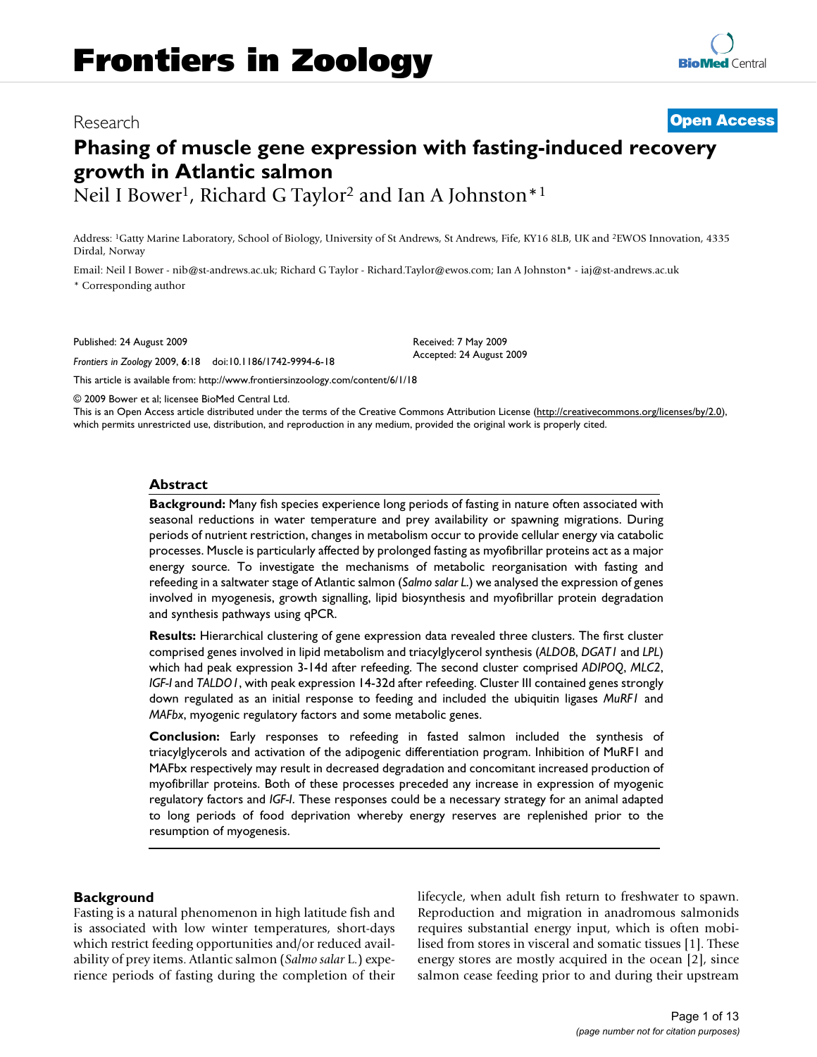# Frontiers in Zoology

Research

**Open Access**

# Phasing of muscle gene expression with fasting-induced recovery growth in Atlantic salmon

Neil I Bower[1], Richard G Taylor[2] and Ian A Johnston*[1]

Address: [1]Gatty Marine Laboratory, School of Biology, University of St Andrews, St Andrews, Fife, KY16 8LB, UK and [2]EWOS Innovation, 4335 Dirdal, Norway

Email: Neil I Bower - nib@st-andrews.ac.uk; Richard G Taylor - Richard.Taylor@ewos.com; Ian A Johnston* - iaj@st-andrews.ac.uk

\* Corresponding author

Published: 24 August 2009

*Frontiers in Zoology* 2009, **6**:18 doi:10.1186/1742-9994-6-18

Received: 7 May 2009
Accepted: 24 August 2009

This article is available from: http://www.frontiersinzoology.com/content/6/1/18

© 2009 Bower et al; licensee BioMed Central Ltd.
This is an Open Access article distributed under the terms of the Creative Commons Attribution License (http://creativecommons.org/licenses/by/2.0), which permits unrestricted use, distribution, and reproduction in any medium, provided the original work is properly cited.

## Abstract

**Background:** Many fish species experience long periods of fasting in nature often associated with seasonal reductions in water temperature and prey availability or spawning migrations. During periods of nutrient restriction, changes in metabolism occur to provide cellular energy via catabolic processes. Muscle is particularly affected by prolonged fasting as myofibrillar proteins act as a major energy source. To investigate the mechanisms of metabolic reorganisation with fasting and refeeding in a saltwater stage of Atlantic salmon (*Salmo salar L.*) we analysed the expression of genes involved in myogenesis, growth signalling, lipid biosynthesis and myofibrillar protein degradation and synthesis pathways using qPCR.

**Results:** Hierarchical clustering of gene expression data revealed three clusters. The first cluster comprised genes involved in lipid metabolism and triacylglycerol synthesis (*ALDOB*, *DGAT1* and *LPL*) which had peak expression 3-14d after refeeding. The second cluster comprised *ADIPOQ*, *MLC2*, *IGF-I* and *TALDO1*, with peak expression 14-32d after refeeding. Cluster III contained genes strongly down regulated as an initial response to feeding and included the ubiquitin ligases *MuRF1* and *MAFbx*, myogenic regulatory factors and some metabolic genes.

**Conclusion:** Early responses to refeeding in fasted salmon included the synthesis of triacylglycerols and activation of the adipogenic differentiation program. Inhibition of MuRF1 and MAFbx respectively may result in decreased degradation and concomitant increased production of myofibrillar proteins. Both of these processes preceded any increase in expression of myogenic regulatory factors and *IGF-I*. These responses could be a necessary strategy for an animal adapted to long periods of food deprivation whereby energy reserves are replenished prior to the resumption of myogenesis.

## Background

Fasting is a natural phenomenon in high latitude fish and is associated with low winter temperatures, short-days which restrict feeding opportunities and/or reduced availability of prey items. Atlantic salmon (*Salmo salar* L.) experience periods of fasting during the completion of their lifecycle, when adult fish return to freshwater to spawn. Reproduction and migration in anadromous salmonids requires substantial energy input, which is often mobilised from stores in visceral and somatic tissues [1]. These energy stores are mostly acquired in the ocean [2], since salmon cease feeding prior to and during their upstream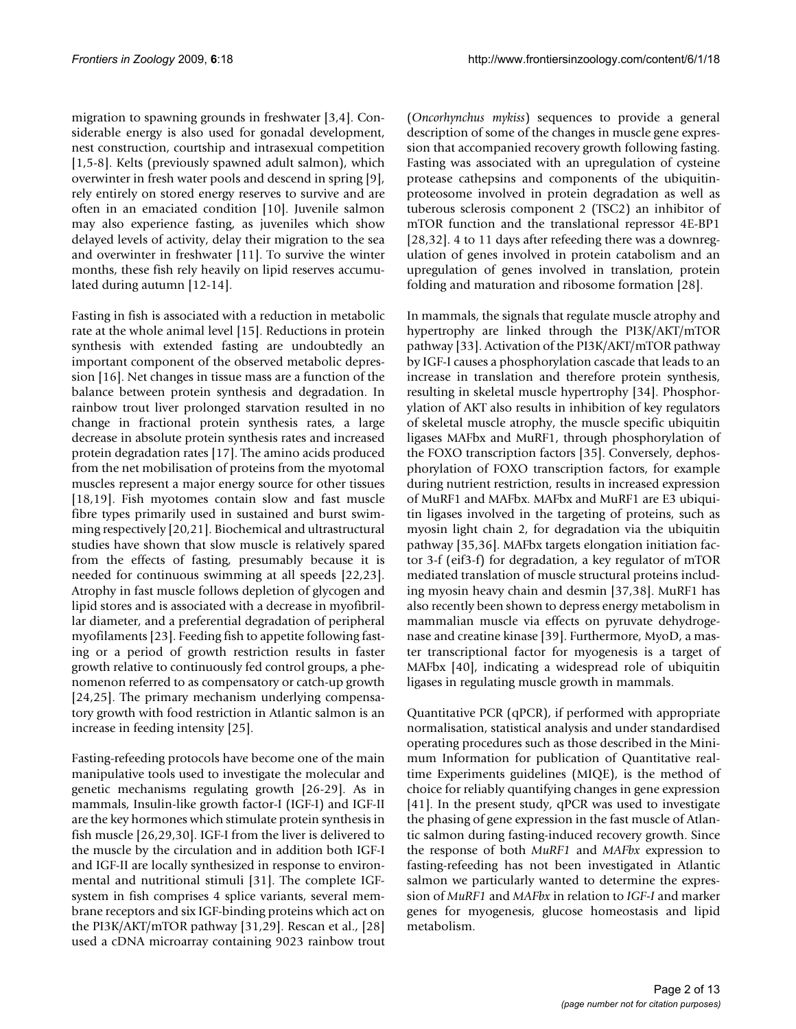migration to spawning grounds in freshwater [3,4]. Considerable energy is also used for gonadal development, nest construction, courtship and intrasexual competition [1,5-8]. Kelts (previously spawned adult salmon), which overwinter in fresh water pools and descend in spring [9], rely entirely on stored energy reserves to survive and are often in an emaciated condition [10]. Juvenile salmon may also experience fasting, as juveniles which show delayed levels of activity, delay their migration to the sea and overwinter in freshwater [11]. To survive the winter months, these fish rely heavily on lipid reserves accumulated during autumn [12-14].

Fasting in fish is associated with a reduction in metabolic rate at the whole animal level [15]. Reductions in protein synthesis with extended fasting are undoubtedly an important component of the observed metabolic depression [16]. Net changes in tissue mass are a function of the balance between protein synthesis and degradation. In rainbow trout liver prolonged starvation resulted in no change in fractional protein synthesis rates, a large decrease in absolute protein synthesis rates and increased protein degradation rates [17]. The amino acids produced from the net mobilisation of proteins from the myotomal muscles represent a major energy source for other tissues [18,19]. Fish myotomes contain slow and fast muscle fibre types primarily used in sustained and burst swimming respectively [20,21]. Biochemical and ultrastructural studies have shown that slow muscle is relatively spared from the effects of fasting, presumably because it is needed for continuous swimming at all speeds [22,23]. Atrophy in fast muscle follows depletion of glycogen and lipid stores and is associated with a decrease in myofibrillar diameter, and a preferential degradation of peripheral myofilaments [23]. Feeding fish to appetite following fasting or a period of growth restriction results in faster growth relative to continuously fed control groups, a phenomenon referred to as compensatory or catch-up growth [24,25]. The primary mechanism underlying compensatory growth with food restriction in Atlantic salmon is an increase in feeding intensity [25].

Fasting-refeeding protocols have become one of the main manipulative tools used to investigate the molecular and genetic mechanisms regulating growth [26-29]. As in mammals, Insulin-like growth factor-I (IGF-I) and IGF-II are the key hormones which stimulate protein synthesis in fish muscle [26,29,30]. IGF-I from the liver is delivered to the muscle by the circulation and in addition both IGF-I and IGF-II are locally synthesized in response to environmental and nutritional stimuli [31]. The complete IGF-system in fish comprises 4 splice variants, several membrane receptors and six IGF-binding proteins which act on the PI3K/AKT/mTOR pathway [31,29]. Rescan et al., [28] used a cDNA microarray containing 9023 rainbow trout (*Oncorhynchus mykiss*) sequences to provide a general description of some of the changes in muscle gene expression that accompanied recovery growth following fasting. Fasting was associated with an upregulation of cysteine protease cathepsins and components of the ubiquitin-proteosome involved in protein degradation as well as tuberous sclerosis component 2 (TSC2) an inhibitor of mTOR function and the translational repressor 4E-BP1 [28,32]. 4 to 11 days after refeeding there was a downregulation of genes involved in protein catabolism and an upregulation of genes involved in translation, protein folding and maturation and ribosome formation [28].

In mammals, the signals that regulate muscle atrophy and hypertrophy are linked through the PI3K/AKT/mTOR pathway [33]. Activation of the PI3K/AKT/mTOR pathway by IGF-I causes a phosphorylation cascade that leads to an increase in translation and therefore protein synthesis, resulting in skeletal muscle hypertrophy [34]. Phosphorylation of AKT also results in inhibition of key regulators of skeletal muscle atrophy, the muscle specific ubiquitin ligases MAFbx and MuRF1, through phosphorylation of the FOXO transcription factors [35]. Conversely, dephosphorylation of FOXO transcription factors, for example during nutrient restriction, results in increased expression of MuRF1 and MAFbx. MAFbx and MuRF1 are E3 ubiquitin ligases involved in the targeting of proteins, such as myosin light chain 2, for degradation via the ubiquitin pathway [35,36]. MAFbx targets elongation initiation factor 3-f (eif3-f) for degradation, a key regulator of mTOR mediated translation of muscle structural proteins including myosin heavy chain and desmin [37,38]. MuRF1 has also recently been shown to depress energy metabolism in mammalian muscle via effects on pyruvate dehydrogenase and creatine kinase [39]. Furthermore, MyoD, a master transcriptional factor for myogenesis is a target of MAFbx [40], indicating a widespread role of ubiquitin ligases in regulating muscle growth in mammals.

Quantitative PCR (qPCR), if performed with appropriate normalisation, statistical analysis and under standardised operating procedures such as those described in the Minimum Information for publication of Quantitative real-time Experiments guidelines (MIQE), is the method of choice for reliably quantifying changes in gene expression [41]. In the present study, qPCR was used to investigate the phasing of gene expression in the fast muscle of Atlantic salmon during fasting-induced recovery growth. Since the response of both *MuRF1* and *MAFbx* expression to fasting-refeeding has not been investigated in Atlantic salmon we particularly wanted to determine the expression of *MuRF1* and *MAFbx* in relation to *IGF-I* and marker genes for myogenesis, glucose homeostasis and lipid metabolism.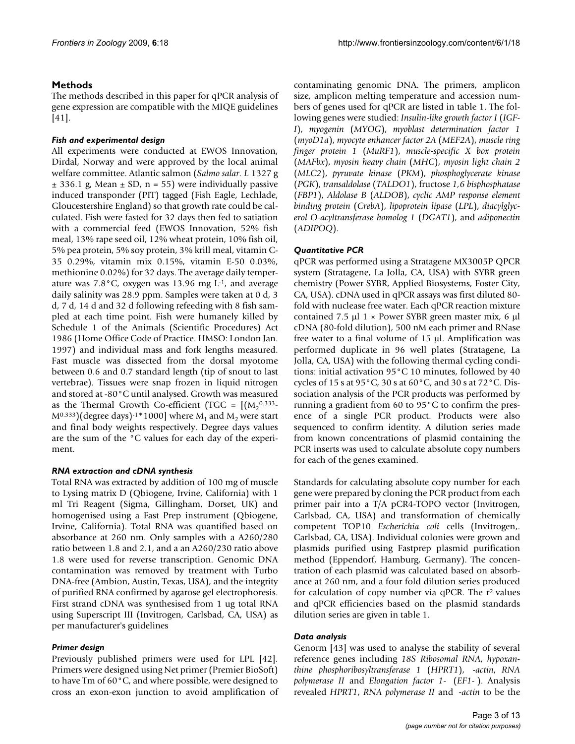## Methods

The methods described in this paper for qPCR analysis of gene expression are compatible with the MIQE guidelines [41].

### *Fish and experimental design*

All experiments were conducted at EWOS Innovation, Dirdal, Norway and were approved by the local animal welfare committee. Atlantic salmon (*Salmo salar. L* 1327 g ± 336.1 g, Mean ± SD, n = 55) were individually passive induced transponder (PIT) tagged (Fish Eagle, Lechlade, Gloucestershire England) so that growth rate could be calculated. Fish were fasted for 32 days then fed to satiation with a commercial feed (EWOS Innovation, 52% fish meal, 13% rape seed oil, 12% wheat protein, 10% fish oil, 5% pea protein, 5% soy protein, 3% krill meal, vitamin C-35 0.29%, vitamin mix 0.15%, vitamin E-50 0.03%, methionine 0.02%) for 32 days. The average daily temperature was 7.8°C, oxygen was 13.96 mg $L^{-1}$, and average daily salinity was 28.9 ppm. Samples were taken at 0 d, 3 d, 7 d, 14 d and 32 d following refeeding with 8 fish sampled at each time point. Fish were humanely killed by Schedule 1 of the Animals (Scientific Procedures) Act 1986 (Home Office Code of Practice. HMSO: London Jan. 1997) and individual mass and fork lengths measured. Fast muscle was dissected from the dorsal myotome between 0.6 and 0.7 standard length (tip of snout to last vertebrae). Tissues were snap frozen in liquid nitrogen and stored at -80°C until analysed. Growth was measured as the Thermal Growth Co-efficient (TGC = $[(M_2^{0.333} - M^{0.333})(\text{degree days})^{-1} * 1000]$ where $M_1$ and $M_2$ were start and final body weights respectively. Degree days values are the sum of the °C values for each day of the experiment.

### *RNA extraction and cDNA synthesis*

Total RNA was extracted by addition of 100 mg of muscle to Lysing matrix D (Qbiogene, Irvine, California) with 1 ml Tri Reagent (Sigma, Gillingham, Dorset, UK) and homogenised using a Fast Prep instrument (Qbiogene, Irvine, California). Total RNA was quantified based on absorbance at 260 nm. Only samples with a A260/280 ratio between 1.8 and 2.1, and a an A260/230 ratio above 1.8 were used for reverse transcription. Genomic DNA contamination was removed by treatment with Turbo DNA-free (Ambion, Austin, Texas, USA), and the integrity of purified RNA confirmed by agarose gel electrophoresis. First strand cDNA was synthesised from 1 ug total RNA using Superscript III (Invitrogen, Carlsbad, CA, USA) as per manufacturer's guidelines

### *Primer design*

Previously published primers were used for LPL [42]. Primers were designed using Net primer (Premier BioSoft) to have Tm of 60°C, and where possible, were designed to cross an exon-exon junction to avoid amplification of contaminating genomic DNA. The primers, amplicon size, amplicon melting temperature and accession numbers of genes used for qPCR are listed in table 1. The following genes were studied: *Insulin-like growth factor I* (*IGF-I*), *myogenin* (*MYOG*), *myoblast determination factor 1* (*myoD1a*), *myocyte enhancer factor 2A* (*MEF2A*), *muscle ring finger protein 1* (*MuRF1*), *muscle-specific X box protein* (*MAFbx*), *myosin heavy chain* (*MHC*), *myosin light chain 2* (*MLC2*), *pyruvate kinase* (*PKM*), *phosphoglycerate kinase* (*PGK*), *transaldolase* (*TALDO1*), fructose *1,6 bisphosphatase* (*FBP1*), *Aldolase B* (*ALDOB*), *cyclic AMP response element binding protein* (*CrebA*), *lipoprotein lipase* (*LPL*), *diacylglycerol O-acyltransferase homolog 1* (*DGAT1*), and *adiponectin* (*ADIPOQ*).

### *Quantitative PCR*

qPCR was performed using a Stratagene MX3005P QPCR system (Stratagene, La Jolla, CA, USA) with SYBR green chemistry (Power SYBR, Applied Biosystems, Foster City, CA, USA). cDNA used in qPCR assays was first diluted 80-fold with nuclease free water. Each qPCR reaction mixture contained 7.5 µl 1 × Power SYBR green master mix, 6 µl cDNA (80-fold dilution), 500 nM each primer and RNase free water to a final volume of 15 µl. Amplification was performed duplicate in 96 well plates (Stratagene, La Jolla, CA, USA) with the following thermal cycling conditions: initial activation 95°C 10 minutes, followed by 40 cycles of 15 s at 95°C, 30 s at 60°C, and 30 s at 72°C. Dissociation analysis of the PCR products was performed by running a gradient from 60 to 95°C to confirm the presence of a single PCR product. Products were also sequenced to confirm identity. A dilution series made from known concentrations of plasmid containing the PCR inserts was used to calculate absolute copy numbers for each of the genes examined.

Standards for calculating absolute copy number for each gene were prepared by cloning the PCR product from each primer pair into a T/A pCR4-TOPO vector (Invitrogen, Carlsbad, CA, USA) and transformation of chemically competent TOP10 *Escherichia coli* cells (Invitrogen,. Carlsbad, CA, USA). Individual colonies were grown and plasmids purified using Fastprep plasmid purification method (Eppendorf, Hamburg, Germany). The concentration of each plasmid was calculated based on absorbance at 260 nm, and a four fold dilution series produced for calculation of copy number via qPCR. The $r^2$ values and qPCR efficiencies based on the plasmid standards dilution series are given in table 1.

### *Data analysis*

Genorm [43] was used to analyse the stability of several reference genes including *18S Ribosomal RNA*, *hypoxanthine phosphoribosyltransferase 1* (*HPRT1*), *-actin*, *RNA polymerase II* and *Elongation factor 1-* (*EF1-* ). Analysis revealed *HPRT1*, *RNA polymerase II* and *-actin* to be the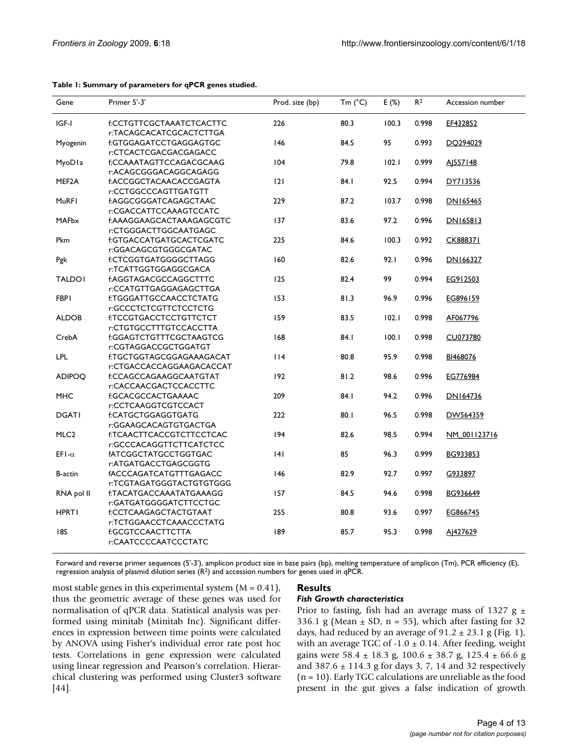**Table 1: Summary of parameters for qPCR genes studied.**

| Gene | Primer 5'-3' | Prod. size (bp) | Tm (°C) | E (%) | $R^2$ | Accession number |
|---|---|---|---|---|---|---|
| IGF-I | f:CCTGTTCGCTAAATCTCACTTC r:TACAGCACATCGCACTCTTGA | 226 | 80.3 | 100.3 | 0.998 | EF432852 |
| Myogenin | f:GTGGAGATCCTGAGGAGTGC r:CTCACTCGACGACGAGACC | 146 | 84.5 | 95 | 0.993 | DQ294029 |
| MyoD1a | f;CCAAATAGTTCCAGACGCAAG r:ACAGCGGGACAGGCAGAGG | 104 | 79.8 | 102.1 | 0.999 | AJ557148 |
| MEF2A | f:ACCGGCTACAACACCGAGTA r:CCTGGCCCAGTTGATGTT | 121 | 84.1 | 92.5 | 0.994 | DY713536 |
| MuRF1 | f:AGGCGGGATCAGAGCTAAC r:CGACCATTCCAAAGTCCATC | 229 | 87.2 | 103.7 | 0.998 | DN165465 |
| MAFbx | f:AAAGGAAGCACTAAAGAGCGTC r:CTGGGACTTGGCAATGAGC | 137 | 83.6 | 97.2 | 0.996 | DN165813 |
| Pkm | f:GTGACCATGATGCACTCGATC r:GGACAGCGTGGGCGATAC | 225 | 84.6 | 100.3 | 0.992 | CK888371 |
| Pgk | f:CTCGGTGATGGGGCTTAGG r:TCATTGGTGGAGGCGACA | 160 | 82.6 | 92.1 | 0.996 | DN166327 |
| TALDO1 | f:AGGTAGACGCCAGGCTTTC r:CCATGTTGAGGAGAGCTTGA | 125 | 82.4 | 99 | 0.994 | EG912503 |
| FBP1 | f:TGGGATTGCCAACCTCTATG r:GCCCTCTCGTTCTCCTCTG | 153 | 81.3 | 96.9 | 0.996 | EG896159 |
| ALDOB | f:TCCGTGACCTCCTGTTCTCT r:CTGTGCCTTTGTCCACCTTA | 159 | 83.5 | 102.1 | 0.998 | AF067796 |
| CrebA | f:GGAGTCTGTTTCGCTAAGTCG r:CGTAGGACCGCTGGATGT | 168 | 84.1 | 100.1 | 0.998 | CU073780 |
| LPL | f:TGCTGGTAGCGGAGAAAGACAT r:CTGACCACCAGGAAGACACCAT | 114 | 80.8 | 95.9 | 0.998 | BI468076 |
| ADIPOQ | f:CCAGCCAGAAGGCAATGTAT r:CACCAACGACTCCACCTTC | 192 | 81.2 | 98.6 | 0.996 | EG776984 |
| MHC | f:GCACGCCACTGAAAAC r:CCTCAAGGTCGTCCACT | 209 | 84.1 | 94.2 | 0.996 | DN164736 |
| DGAT1 | f:CATGCTGGAGGTGATG r:GGAAGCACAGTGTGACTGA | 222 | 80.1 | 96.5 | 0.998 | DW564359 |
| MLC2 | f:TCAACTTCACCGTCTTCCTCAC r:GCCCACAGGTTCTTCATCTCC | 194 | 82.6 | 98.5 | 0.994 | NM_001123716 |
| EF1-α | fATCGGCTATGCCTGGTGAC r:ATGATGACCTGAGCGGTG | 141 | 85 | 96.3 | 0.999 | BG933853 |
| B-actin | fACCCAGATCATGTTTGAGACC r:TCGTAGATGGGTACTGTGTGGG | 146 | 82.9 | 92.7 | 0.997 | G933897 |
| RNA pol II | f:TACATGACCAAATATGAAAGG r:GATGATGGGGATCTTCCTGC | 157 | 84.5 | 94.6 | 0.998 | BG936649 |
| HPRT1 | f:CCTCAAGAGCTACTGTAAT r:TCTGGAACCTCAAACCCTATG | 255 | 80.8 | 93.6 | 0.997 | EG866745 |
| 18S | f:GCGTCCAACTTCTTA r:CAATCCCCAATCCCTATC | 189 | 85.7 | 95.3 | 0.998 | AJ427629 |

Forward and reverse primer sequences (5'-3'), amplicon product size in base pairs (bp), melting temperature of amplicon (Tm), PCR efficiency (E), regression analysis of plasmid dilution series ($R^2$) and accession numbers for genes used in qPCR.

most stable genes in this experimental system (M = 0.41), thus the geometric average of these genes was used for normalisation of qPCR data. Statistical analysis was performed using minitab (Minitab Inc). Significant differences in expression between time points were calculated by ANOVA using Fisher's individual error rate post hoc tests. Correlations in gene expression were calculated using linear regression and Pearson's correlation. Hierarchical clustering was performed using Cluster3 software [44].

## Results

### *Fish Growth characteristics*

Prior to fasting, fish had an average mass of 1327 g ± 336.1 g (Mean ± SD, n = 55), which after fasting for 32 days, had reduced by an average of 91.2 ± 23.1 g (Fig. 1), with an average TGC of -1.0 ± 0.14. After feeding, weight gains were 58.4 ± 18.3 g, 100.6 ± 38.7 g, 125.4 ± 66.6 g and 387.6 ± 114.3 g for days 3, 7, 14 and 32 respectively (n = 10). Early TGC calculations are unreliable as the food present in the gut gives a false indication of growth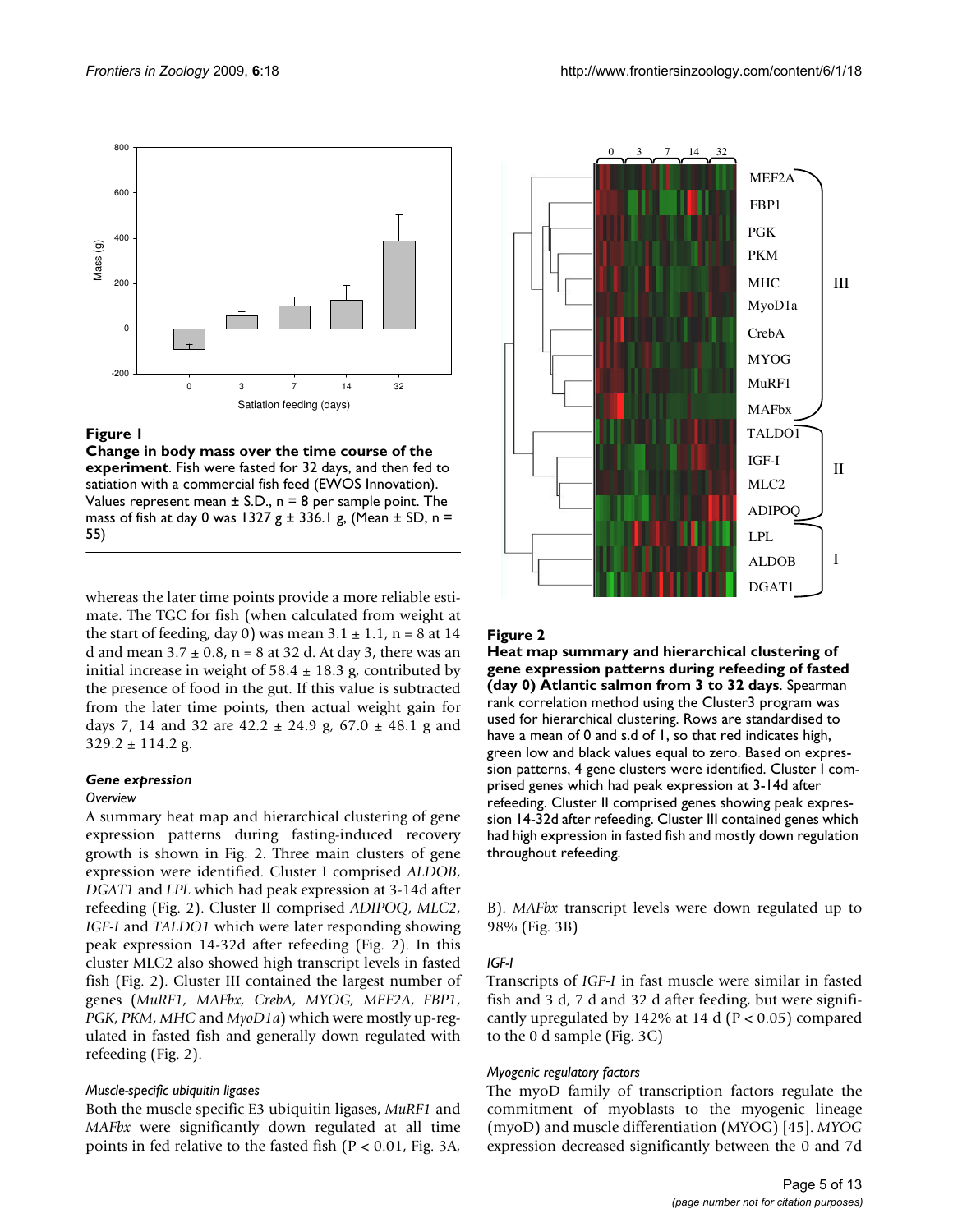**Figure 1**
**Change in body mass over the time course of the experiment**. Fish were fasted for 32 days, and then fed to satiation with a commercial fish feed (EWOS Innovation). Values represent mean ± S.D., n = 8 per sample point. The mass of fish at day 0 was 1327 g ± 336.1 g, (Mean ± SD, n = 55)

whereas the later time points provide a more reliable estimate. The TGC for fish (when calculated from weight at the start of feeding, day 0) was mean 3.1 ± 1.1, n = 8 at 14 d and mean 3.7 ± 0.8, n = 8 at 32 d. At day 3, there was an initial increase in weight of 58.4 ± 18.3 g, contributed by the presence of food in the gut. If this value is subtracted from the later time points, then actual weight gain for days 7, 14 and 32 are 42.2 ± 24.9 g, 67.0 ± 48.1 g and 329.2 ± 114.2 g.

### Gene expression

#### Overview

A summary heat map and hierarchical clustering of gene expression patterns during fasting-induced recovery growth is shown in Fig. 2. Three main clusters of gene expression were identified. Cluster I comprised *ALDOB*, *DGAT1* and *LPL* which had peak expression at 3-14d after refeeding (Fig. 2). Cluster II comprised *ADIPOQ*, *MLC2*, *IGF-I* and *TALDO1* which were later responding showing peak expression 14-32d after refeeding (Fig. 2). In this cluster MLC2 also showed high transcript levels in fasted fish (Fig. 2). Cluster III contained the largest number of genes (*MuRF1*, *MAFbx*, *CrebA*, *MYOG*, *MEF2A*, *FBP1*, *PGK*, *PKM*, *MHC* and *MyoD1a*) which were mostly up-regulated in fasted fish and generally down regulated with refeeding (Fig. 2).

#### Muscle-specific ubiquitin ligases

Both the muscle specific E3 ubiquitin ligases, *MuRF1* and *MAFbx* were significantly down regulated at all time points in fed relative to the fasted fish ($P < 0.01$, Fig. 3A, B). *MAFbx* transcript levels were down regulated up to 98% (Fig. 3B)

**Figure 2**
**Heat map summary and hierarchical clustering of gene expression patterns during refeeding of fasted (day 0) Atlantic salmon from 3 to 32 days**. Spearman rank correlation method using the Cluster3 program was used for hierarchical clustering. Rows are standardised to have a mean of 0 and s.d of 1, so that red indicates high, green low and black values equal to zero. Based on expression patterns, 4 gene clusters were identified. Cluster I comprised genes which had peak expression at 3-14d after refeeding. Cluster II comprised genes showing peak expression 14-32d after refeeding. Cluster III contained genes which had high expression in fasted fish and mostly down regulation throughout refeeding.

#### IGF-I

Transcripts of *IGF-I* in fast muscle were similar in fasted fish and 3 d, 7 d and 32 d after feeding, but were significantly upregulated by 142% at 14 d ($P < 0.05$) compared to the 0 d sample (Fig. 3C)

#### Myogenic regulatory factors

The myoD family of transcription factors regulate the commitment of myoblasts to the myogenic lineage (myoD) and muscle differentiation (MYOG) [45]. *MYOG* expression decreased significantly between the 0 and 7d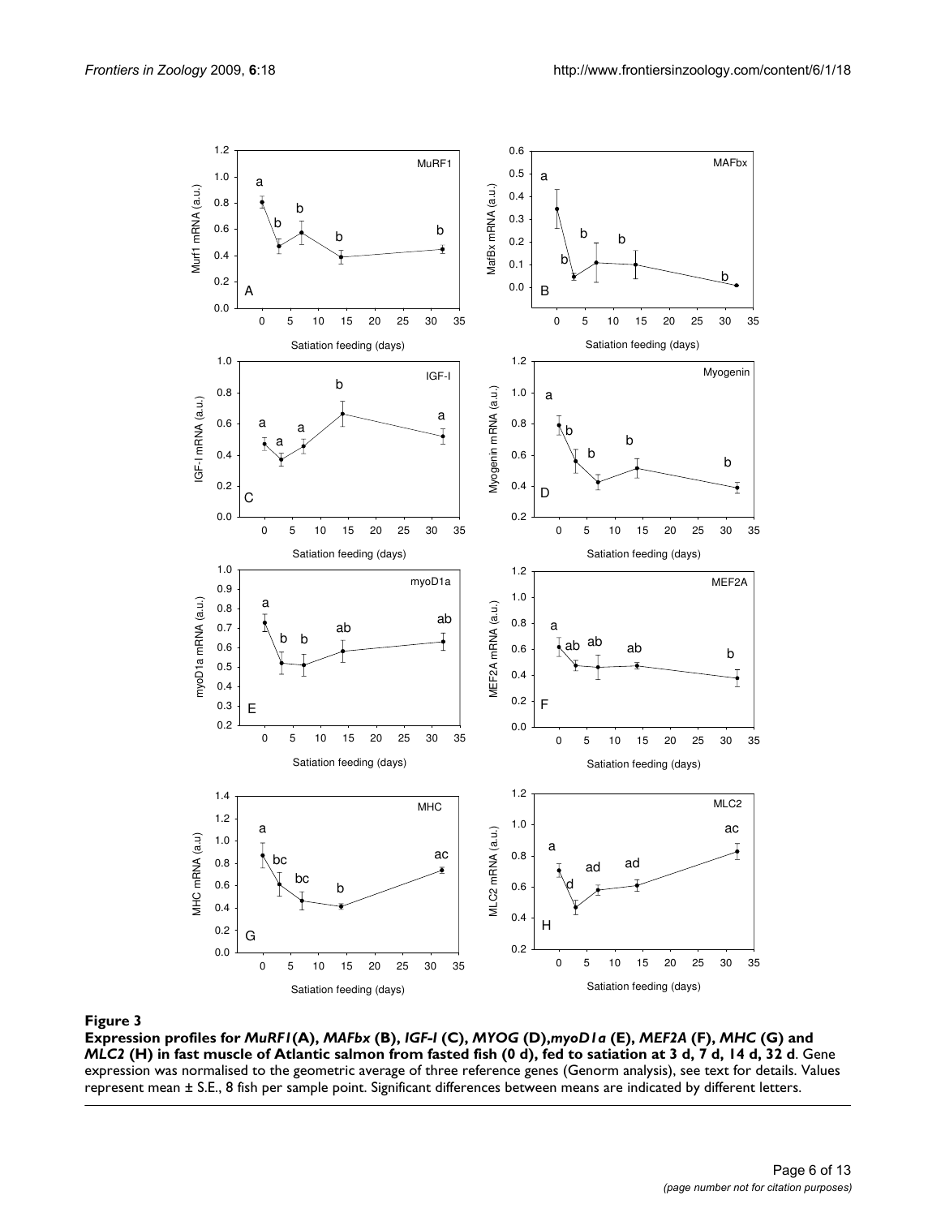**Figure 3**

**Expression profiles for *MuRF1*(A), *MAFbx* (B), *IGF-I* (C), *MYOG* (D),*myoD1a* (E), *MEF2A* (F), *MHC* (G) and *MLC2* (H) in fast muscle of Atlantic salmon from fasted fish (0 d), fed to satiation at 3 d, 7 d, 14 d, 32 d**. Gene expression was normalised to the geometric average of three reference genes (Genorm analysis), see text for details. Values represent mean ± S.E., 8 fish per sample point. Significant differences between means are indicated by different letters.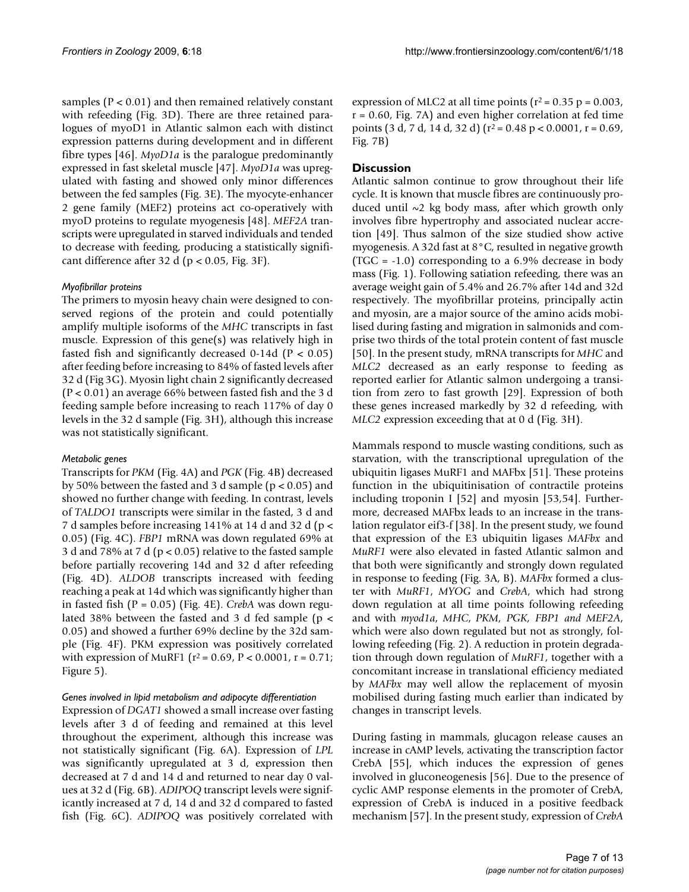samples ($P < 0.01$) and then remained relatively constant with refeeding (Fig. 3D). There are three retained paralogues of myoD1 in Atlantic salmon each with distinct expression patterns during development and in different fibre types [46]. *MyoD1a* is the paralogue predominantly expressed in fast skeletal muscle [47]. *MyoD1a* was upregulated with fasting and showed only minor differences between the fed samples (Fig. 3E). The myocyte-enhancer 2 gene family (MEF2) proteins act co-operatively with myoD proteins to regulate myogenesis [48]. *MEF2A* transcripts were upregulated in starved individuals and tended to decrease with feeding, producing a statistically significant difference after 32 d ($p < 0.05$, Fig. 3F).

#### *Myofibrillar proteins*

The primers to myosin heavy chain were designed to conserved regions of the protein and could potentially amplify multiple isoforms of the *MHC* transcripts in fast muscle. Expression of this gene(s) was relatively high in fasted fish and significantly decreased 0-14d ($P < 0.05$) after feeding before increasing to 84% of fasted levels after 32 d (Fig 3G). Myosin light chain 2 significantly decreased ($P < 0.01$) an average 66% between fasted fish and the 3 d feeding sample before increasing to reach 117% of day 0 levels in the 32 d sample (Fig. 3H), although this increase was not statistically significant.

#### *Metabolic genes*

Transcripts for *PKM* (Fig. 4A) and *PGK* (Fig. 4B) decreased by 50% between the fasted and 3 d sample ($p < 0.05$) and showed no further change with feeding. In contrast, levels of *TALDO1* transcripts were similar in the fasted, 3 d and 7 d samples before increasing 141% at 14 d and 32 d ($p < 0.05$) (Fig. 4C). *FBP1* mRNA was down regulated 69% at 3 d and 78% at 7 d ($p < 0.05$) relative to the fasted sample before partially recovering 14d and 32 d after refeeding (Fig. 4D). *ALDOB* transcripts increased with feeding reaching a peak at 14d which was significantly higher than in fasted fish ($P = 0.05$) (Fig. 4E). *CrebA* was down regulated 38% between the fasted and 3 d fed sample ($p < 0.05$) and showed a further 69% decline by the 32d sample (Fig. 4F). PKM expression was positively correlated with expression of MuRF1 ($r^2 = 0.69$, $P < 0.0001$, $r = 0.71$; Figure 5).

#### *Genes involved in lipid metabolism and adipocyte differentiation*

Expression of *DGAT1* showed a small increase over fasting levels after 3 d of feeding and remained at this level throughout the experiment, although this increase was not statistically significant (Fig. 6A). Expression of *LPL* was significantly upregulated at 3 d, expression then decreased at 7 d and 14 d and returned to near day 0 values at 32 d (Fig. 6B). *ADIPOQ* transcript levels were significantly increased at 7 d, 14 d and 32 d compared to fasted fish (Fig. 6C). *ADIPOQ* was positively correlated with expression of MLC2 at all time points ($r^2 = 0.35$ $p = 0.003$, $r = 0.60$, Fig. 7A) and even higher correlation at fed time points (3 d, 7 d, 14 d, 32 d) ($r^2 = 0.48$ $p < 0.0001$, $r = 0.69$, Fig. 7B)

## Discussion

Atlantic salmon continue to grow throughout their life cycle. It is known that muscle fibres are continuously produced until ~2 kg body mass, after which growth only involves fibre hypertrophy and associated nuclear accretion [49]. Thus salmon of the size studied show active myogenesis. A 32d fast at 8°C, resulted in negative growth (TGC = -1.0) corresponding to a 6.9% decrease in body mass (Fig. 1). Following satiation refeeding, there was an average weight gain of 5.4% and 26.7% after 14d and 32d respectively. The myofibrillar proteins, principally actin and myosin, are a major source of the amino acids mobilised during fasting and migration in salmonids and comprise two thirds of the total protein content of fast muscle [50]. In the present study, mRNA transcripts for *MHC* and *MLC2* decreased as an early response to feeding as reported earlier for Atlantic salmon undergoing a transition from zero to fast growth [29]. Expression of both these genes increased markedly by 32 d refeeding, with *MLC2* expression exceeding that at 0 d (Fig. 3H).

Mammals respond to muscle wasting conditions, such as starvation, with the transcriptional upregulation of the ubiquitin ligases MuRF1 and MAFbx [51]. These proteins function in the ubiquitinisation of contractile proteins including troponin I [52] and myosin [53,54]. Furthermore, decreased MAFbx leads to an increase in the translation regulator eif3-f [38]. In the present study, we found that expression of the E3 ubiquitin ligases *MAFbx* and *MuRF1* were also elevated in fasted Atlantic salmon and that both were significantly and strongly down regulated in response to feeding (Fig. 3A, B). *MAFbx* formed a cluster with *MuRF1*, *MYOG* and *CrebA*, which had strong down regulation at all time points following refeeding and with *myod1a*, *MHC*, *PKM*, *PGK*, *FBP1 and MEF2A*, which were also down regulated but not as strongly, following refeeding (Fig. 2). A reduction in protein degradation through down regulation of *MuRF1*, together with a concomitant increase in translational efficiency mediated by *MAFbx* may well allow the replacement of myosin mobilised during fasting much earlier than indicated by changes in transcript levels.

During fasting in mammals, glucagon release causes an increase in cAMP levels, activating the transcription factor CrebA [55], which induces the expression of genes involved in gluconeogenesis [56]. Due to the presence of cyclic AMP response elements in the promoter of CrebA, expression of CrebA is induced in a positive feedback mechanism [57]. In the present study, expression of *CrebA*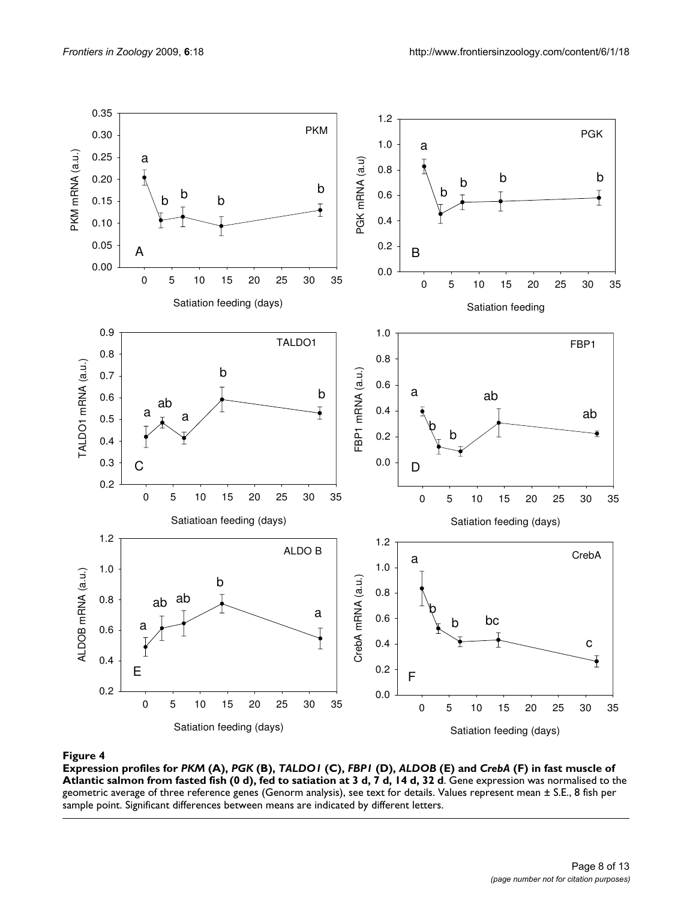**Figure 4**

**Expression profiles for *PKM* (A), *PGK* (B), *TALDO1* (C), *FBP1* (D), *ALDOB* (E) and *CrebA* (F) in fast muscle of Atlantic salmon from fasted fish (0 d), fed to satiation at 3 d, 7 d, 14 d, 32 d**. Gene expression was normalised to the geometric average of three reference genes (Genorm analysis), see text for details. Values represent mean ± S.E., 8 fish per sample point. Significant differences between means are indicated by different letters.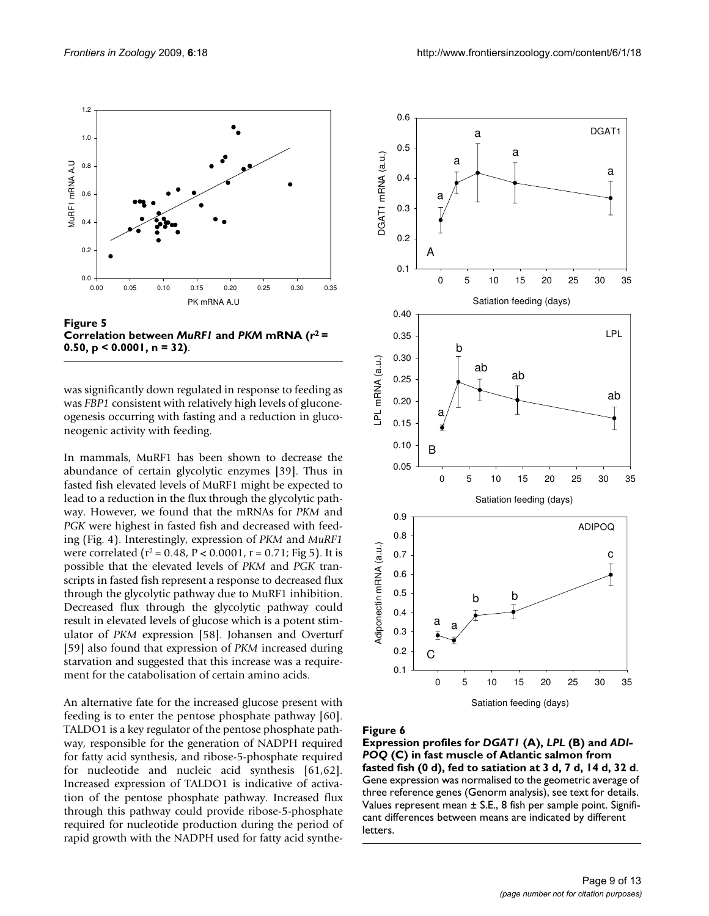**Figure 5**
**Correlation between *MuRF1* and *PKM* mRNA ($r^2$ = 0.50, p < 0.0001, n = 32).**

was significantly down regulated in response to feeding as was *FBP1* consistent with relatively high levels of gluconeogenesis occurring with fasting and a reduction in gluconeogenic activity with feeding.

In mammals, MuRF1 has been shown to decrease the abundance of certain glycolytic enzymes [39]. Thus in fasted fish elevated levels of MuRF1 might be expected to lead to a reduction in the flux through the glycolytic pathway. However, we found that the mRNAs for *PKM* and *PGK* were highest in fasted fish and decreased with feeding (Fig. 4). Interestingly, expression of *PKM* and *MuRF1* were correlated ($r^2$ = 0.48, P < 0.0001, r = 0.71; Fig 5). It is possible that the elevated levels of *PKM* and *PGK* transcripts in fasted fish represent a response to decreased flux through the glycolytic pathway due to MuRF1 inhibition. Decreased flux through the glycolytic pathway could result in elevated levels of glucose which is a potent stimulator of *PKM* expression [58]. Johansen and Overturf [59] also found that expression of *PKM* increased during starvation and suggested that this increase was a requirement for the catabolisation of certain amino acids.

An alternative fate for the increased glucose present with feeding is to enter the pentose phosphate pathway [60]. TALDO1 is a key regulator of the pentose phosphate pathway, responsible for the generation of NADPH required for fatty acid synthesis, and ribose-5-phosphate required for nucleotide and nucleic acid synthesis [61,62]. Increased expression of TALDO1 is indicative of activation of the pentose phosphate pathway. Increased flux through this pathway could provide ribose-5-phosphate required for nucleotide production during the period of rapid growth with the NADPH used for fatty acid synthe-

**Figure 6**
**Expression profiles for *DGAT1* (A), *LPL* (B) and *ADIPOQ* (C) in fast muscle of Atlantic salmon from fasted fish (0 d), fed to satiation at 3 d, 7 d, 14 d, 32 d**. Gene expression was normalised to the geometric average of three reference genes (Genorm analysis), see text for details. Values represent mean ± S.E., 8 fish per sample point. Significant differences between means are indicated by different letters.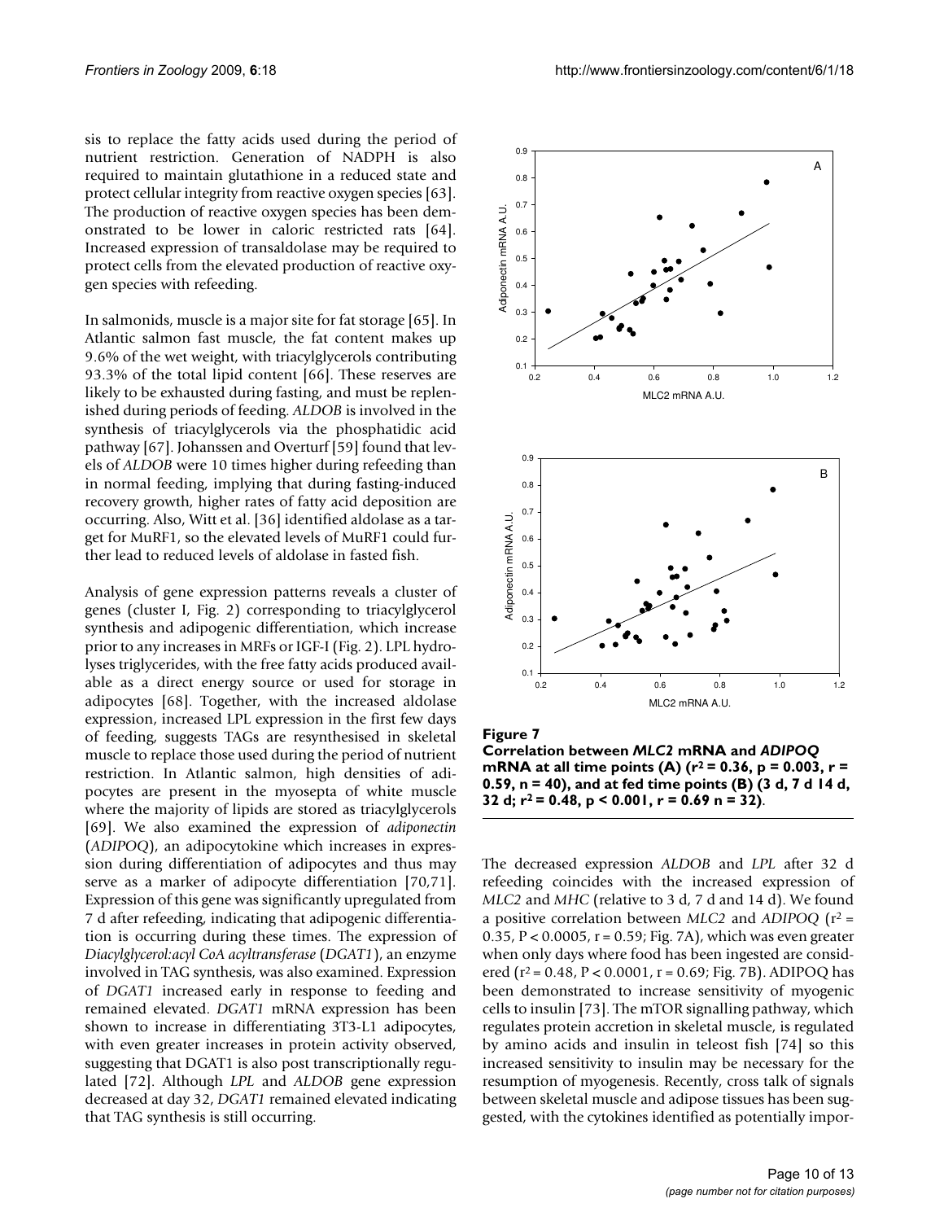sis to replace the fatty acids used during the period of nutrient restriction. Generation of NADPH is also required to maintain glutathione in a reduced state and protect cellular integrity from reactive oxygen species [63]. The production of reactive oxygen species has been demonstrated to be lower in caloric restricted rats [64]. Increased expression of transaldolase may be required to protect cells from the elevated production of reactive oxygen species with refeeding.

In salmonids, muscle is a major site for fat storage [65]. In Atlantic salmon fast muscle, the fat content makes up 9.6% of the wet weight, with triacylglycerols contributing 93.3% of the total lipid content [66]. These reserves are likely to be exhausted during fasting, and must be replenished during periods of feeding. *ALDOB* is involved in the synthesis of triacylglycerols via the phosphatidic acid pathway [67]. Johanssen and Overturf [59] found that levels of *ALDOB* were 10 times higher during refeeding than in normal feeding, implying that during fasting-induced recovery growth, higher rates of fatty acid deposition are occurring. Also, Witt et al. [36] identified aldolase as a target for MuRF1, so the elevated levels of MuRF1 could further lead to reduced levels of aldolase in fasted fish.

Analysis of gene expression patterns reveals a cluster of genes (cluster I, Fig. 2) corresponding to triacylglycerol synthesis and adipogenic differentiation, which increase prior to any increases in MRFs or IGF-I (Fig. 2). LPL hydrolyses triglycerides, with the free fatty acids produced available as a direct energy source or used for storage in adipocytes [68]. Together, with the increased aldolase expression, increased LPL expression in the first few days of feeding, suggests TAGs are resynthesised in skeletal muscle to replace those used during the period of nutrient restriction. In Atlantic salmon, high densities of adipocytes are present in the myosepta of white muscle where the majority of lipids are stored as triacylglycerols [69]. We also examined the expression of *adiponectin* (*ADIPOQ*), an adipocytokine which increases in expression during differentiation of adipocytes and thus may serve as a marker of adipocyte differentiation [70,71]. Expression of this gene was significantly upregulated from 7 d after refeeding, indicating that adipogenic differentiation is occurring during these times. The expression of *Diacylglycerol:acyl CoA acyltransferase* (*DGAT1*), an enzyme involved in TAG synthesis, was also examined. Expression of *DGAT1* increased early in response to feeding and remained elevated. *DGAT1* mRNA expression has been shown to increase in differentiating 3T3-L1 adipocytes, with even greater increases in protein activity observed, suggesting that DGAT1 is also post transcriptionally regulated [72]. Although *LPL* and *ALDOB* gene expression decreased at day 32, *DGAT1* remained elevated indicating that TAG synthesis is still occurring.

**Figure 7**
**Correlation between *MLC2* mRNA and *ADIPOQ* mRNA at all time points (A) ($r^2 = 0.36$, $p = 0.003$, $r = 0.59$, $n = 40$), and at fed time points (B) (3 d, 7 d 14 d, 32 d; $r^2 = 0.48$, $p < 0.001$, $r = 0.69$ $n = 32$)**.

The decreased expression *ALDOB* and *LPL* after 32 d refeeding coincides with the increased expression of *MLC2* and *MHC* (relative to 3 d, 7 d and 14 d). We found a positive correlation between *MLC2* and *ADIPOQ* ($r^2 = 0.35$, $P < 0.0005$, $r = 0.59$; Fig. 7A), which was even greater when only days where food has been ingested are considered ($r^2 = 0.48$, $P < 0.0001$, $r = 0.69$; Fig. 7B). ADIPOQ has been demonstrated to increase sensitivity of myogenic cells to insulin [73]. The mTOR signalling pathway, which regulates protein accretion in skeletal muscle, is regulated by amino acids and insulin in teleost fish [74] so this increased sensitivity to insulin may be necessary for the resumption of myogenesis. Recently, cross talk of signals between skeletal muscle and adipose tissues has been suggested, with the cytokines identified as potentially impor-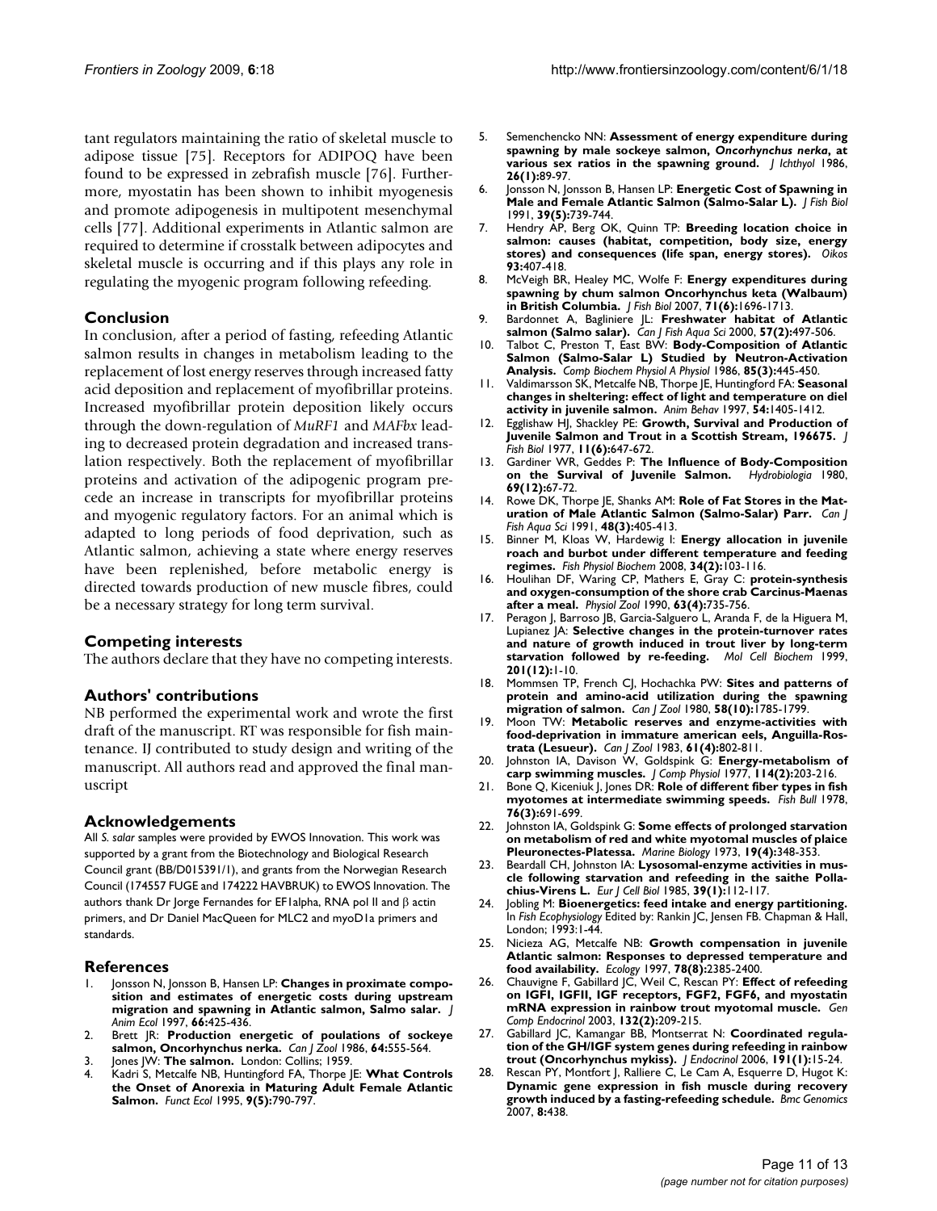tant regulators maintaining the ratio of skeletal muscle to adipose tissue [75]. Receptors for ADIPOQ have been found to be expressed in zebrafish muscle [76]. Furthermore, myostatin has been shown to inhibit myogenesis and promote adipogenesis in multipotent mesenchymal cells [77]. Additional experiments in Atlantic salmon are required to determine if crosstalk between adipocytes and skeletal muscle is occurring and if this plays any role in regulating the myogenic program following refeeding.

## Conclusion

In conclusion, after a period of fasting, refeeding Atlantic salmon results in changes in metabolism leading to the replacement of lost energy reserves through increased fatty acid deposition and replacement of myofibrillar proteins. Increased myofibrillar protein deposition likely occurs through the down-regulation of *MuRF1* and *MAFbx* leading to decreased protein degradation and increased translation respectively. Both the replacement of myofibrillar proteins and activation of the adipogenic program precede an increase in transcripts for myofibrillar proteins and myogenic regulatory factors. For an animal which is adapted to long periods of food deprivation, such as Atlantic salmon, achieving a state where energy reserves have been replenished, before metabolic energy is directed towards production of new muscle fibres, could be a necessary strategy for long term survival.

## Competing interests

The authors declare that they have no competing interests.

## Authors' contributions

NB performed the experimental work and wrote the first draft of the manuscript. RT was responsible for fish maintenance. IJ contributed to study design and writing of the manuscript. All authors read and approved the final manuscript

## Acknowledgements

All *S. salar* samples were provided by EWOS Innovation. This work was supported by a grant from the Biotechnology and Biological Research Council grant (BB/D015391/1), and grants from the Norwegian Research Council (174557 FUGE and 174222 HAVBRUK) to EWOS Innovation. The authors thank Dr Jorge Fernandes for EF1alpha, RNA pol II and β actin primers, and Dr Daniel MacQueen for MLC2 and myoD1a primers and standards.

## References

1. Jonsson N, Jonsson B, Hansen LP: **Changes in proximate composition and estimates of energetic costs during upstream migration and spawning in Atlantic salmon, Salmo salar.** *J Anim Ecol* 1997, **66:**425-436.
2. Brett JR: **Production energetic of poulations of sockeye salmon, Oncorhynchus nerka.** *Can J Zool* 1986, **64:**555-564.
3. Jones JW: **The salmon.** London: Collins; 1959.
4. Kadri S, Metcalfe NB, Huntingford FA, Thorpe JE: **What Controls the Onset of Anorexia in Maturing Adult Female Atlantic Salmon.** *Funct Ecol* 1995, **9(5):**790-797.
5. Semenchenko NN: **Assessment of energy expenditure during spawning by male sockeye salmon, *Oncorhynchus nerka*, at various sex ratios in the spawning ground.** *J Ichthyol* 1986, **26(1):**89-97.
6. Jonsson N, Jonsson B, Hansen LP: **Energetic Cost of Spawning in Male and Female Atlantic Salmon (Salmo-Salar L).** *J Fish Biol* 1991, **39(5):**739-744.
7. Hendry AP, Berg OK, Quinn TP: **Breeding location choice in salmon: causes (habitat, competition, body size, energy stores) and consequences (life span, energy stores).** *Oikos* **93:**407-418.
8. McVeigh BR, Healey MC, Wolfe F: **Energy expenditures during spawning by chum salmon Oncorhynchus keta (Walbaum) in British Columbia.** *J Fish Biol* 2007, **71(6):**1696-1713.
9. Bardonnet A, Bagliniere JL: **Freshwater habitat of Atlantic salmon (Salmo salar).** *Can J Fish Aqua Sci* 2000, **57(2):**497-506.
10. Talbot C, Preston T, East BW: **Body-Composition of Atlantic Salmon (Salmo-Salar L) Studied by Neutron-Activation Analysis.** *Comp Biochem Physiol A Physiol* 1986, **85(3):**445-450.
11. Valdimarsson SK, Metcalfe NB, Thorpe JE, Huntingford FA: **Seasonal changes in sheltering: effect of light and temperature on diel activity in juvenile salmon.** *Anim Behav* 1997, **54:**1405-1412.
12. Egglishaw HJ, Shackley PE: **Growth, Survival and Production of Juvenile Salmon and Trout in a Scottish Stream, 196675.** *J Fish Biol* 1977, **11(6):**647-672.
13. Gardiner WR, Geddes P: **The Influence of Body-Composition on the Survival of Juvenile Salmon.** *Hydrobiologia* 1980, **69(12):**67-72.
14. Rowe DK, Thorpe JE, Shanks AM: **Role of Fat Stores in the Maturation of Male Atlantic Salmon (Salmo-Salar) Parr.** *Can J Fish Aqua Sci* 1991, **48(3):**405-413.
15. Binner M, Kloas W, Hardewig I: **Energy allocation in juvenile roach and burbot under different temperature and feeding regimes.** *Fish Physiol Biochem* 2008, **34(2):**103-116.
16. Houlihan DF, Waring CP, Mathers E, Gray C: **protein-synthesis and oxygen-consumption of the shore crab Carcinus-Maenas after a meal.** *Physiol Zool* 1990, **63(4):**735-756.
17. Peragon J, Barroso JB, Garcia-Salguero L, Aranda F, de la Higuera M, Lupianez JA: **Selective changes in the protein-turnover rates and nature of growth induced in trout liver by long-term starvation followed by re-feeding.** *Mol Cell Biochem* 1999, **201(12):**1-10.
18. Mommsen TP, French CJ, Hochachka PW: **Sites and patterns of protein and amino-acid utilization during the spawning migration of salmon.** *Can J Zool* 1980, **58(10):**1785-1799.
19. Moon TW: **Metabolic reserves and enzyme-activities with food-deprivation in immature american eels, Anguilla-Rostrata (Lesueur).** *Can J Zool* 1983, **61(4):**802-811.
20. Johnston IA, Davison W, Goldspink G: **Energy-metabolism of carp swimming muscles.** *J Comp Physiol* 1977, **114(2):**203-216.
21. Bone Q, Kiceniuk J, Jones DR: **Role of different fiber types in fish myotomes at intermediate swimming speeds.** *Fish Bull* 1978, **76(3):**691-699.
22. Johnston IA, Goldspink G: **Some effects of prolonged starvation on metabolism of red and white myotomal muscles of plaice Pleuronectes-Platessa.** *Marine Biology* 1973, **19(4):**348-353.
23. Beardall CH, Johnston IA: **Lysosomal-enzyme activities in muscle following starvation and refeeding in the saithe Pollachius-Virens L.** *Eur J Cell Biol* 1985, **39(1):**112-117.
24. Jobling M: **Bioenergetics: feed intake and energy partitioning.** In *Fish Ecophysiology* Edited by: Rankin JC, Jensen FB. Chapman & Hall, London; 1993:1-44.
25. Nicieza AG, Metcalfe NB: **Growth compensation in juvenile Atlantic salmon: Responses to depressed temperature and food availability.** *Ecology* 1997, **78(8):**2385-2400.
26. Chauvigne F, Gabillard JC, Weil C, Rescan PY: **Effect of refeeding on IGFI, IGFII, IGF receptors, FGF2, FGF6, and myostatin mRNA expression in rainbow trout myotomal muscle.** *Gen Comp Endocrinol* 2003, **132(2):**209-215.
27. Gabillard JC, Kamangar BB, Montserrat N: **Coordinated regulation of the GH/IGF system genes during refeeding in rainbow trout (Oncorhynchus mykiss).** *J Endocrinol* 2006, **191(1):**15-24.
28. Rescan PY, Montfort J, Ralliere C, Le Cam A, Esquerre D, Hugot K: **Dynamic gene expression in fish muscle during recovery growth induced by a fasting-refeeding schedule.** *Bmc Genomics* 2007, **8:**438.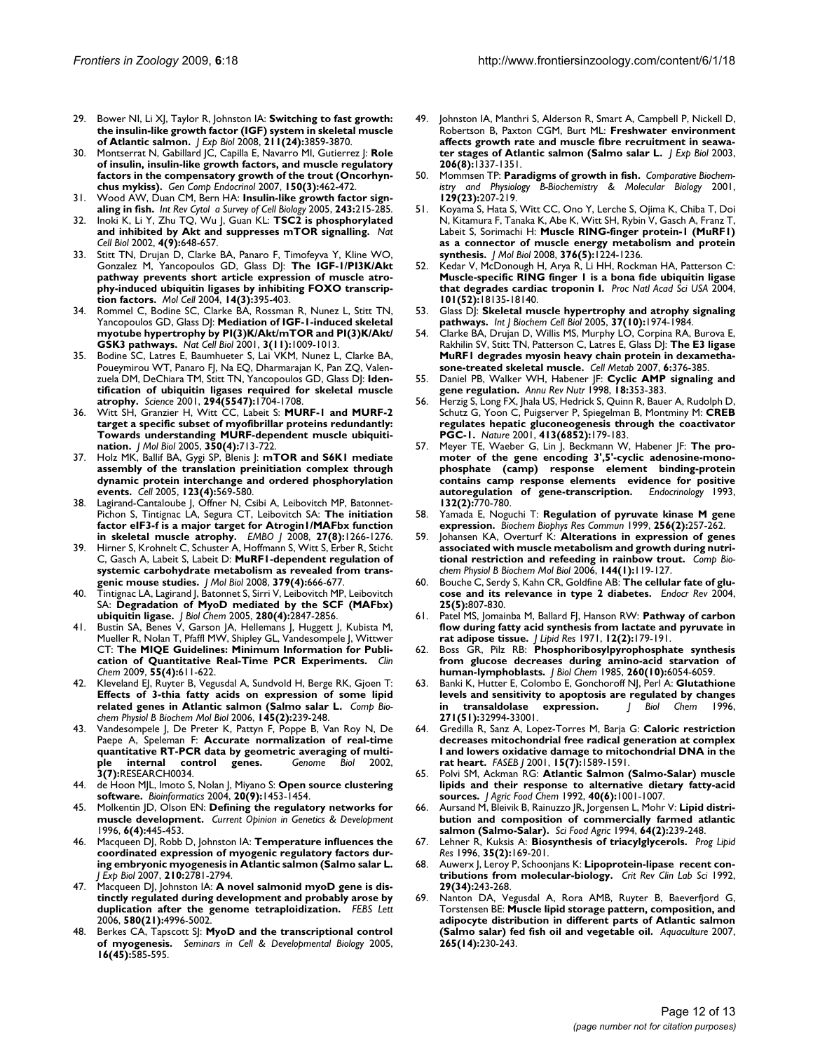29. Bower NI, Li XJ, Taylor R, Johnston IA: **Switching to fast growth: the insulin-like growth factor (IGF) system in skeletal muscle of Atlantic salmon.** *J Exp Biol* 2008, **211(24):**3859-3870.
30. Montserrat N, Gabillard JC, Capilla E, Navarro MI, Gutierrez J: **Role of insulin, insulin-like growth factors, and muscle regulatory factors in the compensatory growth of the trout (Oncorhynchus mykiss).** *Gen Comp Endocrinol* 2007, **150(3):**462-472.
31. Wood AW, Duan CM, Bern HA: **Insulin-like growth factor signaling in fish.** *Int Rev Cytol a Survey of Cell Biology* 2005, **243:**215-285.
32. Inoki K, Li Y, Zhu TQ, Wu J, Guan KL: **TSC2 is phosphorylated and inhibited by Akt and suppresses mTOR signalling.** *Nat Cell Biol* 2002, **4(9):**648-657.
33. Stitt TN, Drujan D, Clarke BA, Panaro F, Timofeyva Y, Kline WO, Gonzalez M, Yancopoulos GD, Glass DJ: **The IGF-1/PI3K/Akt pathway prevents short article expression of muscle atrophy-induced ubiquitin ligases by inhibiting FOXO transcription factors.** *Mol Cell* 2004, **14(3):**395-403.
34. Rommel C, Bodine SC, Clarke BA, Rossman R, Nunez L, Stitt TN, Yancopoulos GD, Glass DJ: **Mediation of IGF-1-induced skeletal myotube hypertrophy by PI(3)K/Akt/mTOR and PI(3)K/Akt/GSK3 pathways.** *Nat Cell Biol* 2001, **3(11):**1009-1013.
35. Bodine SC, Latres E, Baumhueter S, Lai VKM, Nunez L, Clarke BA, Poueymirou WT, Panaro FJ, Na EQ, Dharmarajan K, Pan ZQ, Valenzuela DM, DeChiara TM, Stitt TN, Yancopoulos GD, Glass DJ: **Identification of ubiquitin ligases required for skeletal muscle atrophy.** *Science* 2001, **294(5547):**1704-1708.
36. Witt SH, Granzier H, Witt CC, Labeit S: **MURF-1 and MURF-2 target a specific subset of myofibrillar proteins redundantly: Towards understanding MURF-dependent muscle ubiquitination.** *J Mol Biol* 2005, **350(4):**713-722.
37. Holz MK, Ballif BA, Gygi SP, Blenis J: **mTOR and S6K1 mediate assembly of the translation preinitiation complex through dynamic protein interchange and ordered phosphorylation events.** *Cell* 2005, **123(4):**569-580.
38. Lagirand-Cantaloube J, Offner N, Csibi A, Leibovitch MP, Batonnet-Pichon S, Tintignac LA, Segura CT, Leibovitch SA: **The initiation factor eIF3-f is a major target for Atrogin1/MAFbx function in skeletal muscle atrophy.** *EMBO J* 2008, **27(8):**1266-1276.
39. Hirner S, Krohnelt C, Schuster A, Hoffmann S, Witt S, Erber R, Sticht C, Gasch A, Labeit S, Labeit D: **MuRF1-dependent regulation of systemic carbohydrate metabolism as revealed from transgenic mouse studies.** *J Mol Biol* 2008, **379(4):**666-677.
40. Tintignac LA, Lagirand J, Batonnet S, Sirri V, Leibovitch MP, Leibovitch SA: **Degradation of MyoD mediated by the SCF (MAFbx) ubiquitin ligase.** *J Biol Chem* 2005, **280(4):**2847-2856.
41. Bustin SA, Benes V, Garson JA, Hellemans J, Huggett J, Kubista M, Mueller R, Nolan T, Pfaffl MW, Shipley GL, Vandesompele J, Wittwer CT: **The MIQE Guidelines: Minimum Information for Publication of Quantitative Real-Time PCR Experiments.** *Clin Chem* 2009, **55(4):**611-622.
42. Kleveland EJ, Ruyter B, Vegusdal A, Sundvold H, Berge RK, Gjoen T: **Effects of 3-thia fatty acids on expression of some lipid related genes in Atlantic salmon (Salmo salar L.** *Comp Biochem Physiol B Biochem Mol Biol* 2006, **145(2):**239-248.
43. Vandesompele J, De Preter K, Pattyn F, Poppe B, Van Roy N, De Paepe A, Speleman F: **Accurate normalization of real-time quantitative RT-PCR data by geometric averaging of multiple internal control genes.** *Genome Biol* 2002, **3(7):**RESEARCH0034.
44. de Hoon MJL, Imoto S, Nolan J, Miyano S: **Open source clustering software.** *Bioinformatics* 2004, **20(9):**1453-1454.
45. Molkentin JD, Olson EN: **Defining the regulatory networks for muscle development.** *Current Opinion in Genetics & Development* 1996, **6(4):**445-453.
46. Macqueen DJ, Robb D, Johnston IA: **Temperature influences the coordinated expression of myogenic regulatory factors during embryonic myogenesis in Atlantic salmon (Salmo salar L.** *J Exp Biol* 2007, **210:**2781-2794.
47. Macqueen DJ, Johnston IA: **A novel salmonid myoD gene is distinctly regulated during development and probably arose by duplication after the genome tetraploidization.** *FEBS Lett* 2006, **580(21):**4996-5002.
48. Berkes CA, Tapscott SJ: **MyoD and the transcriptional control of myogenesis.** *Seminars in Cell & Developmental Biology* 2005, **16(45):**585-595.
49. Johnston IA, Manthri S, Alderson R, Smart A, Campbell P, Nickell D, Robertson B, Paxton CGM, Burt ML: **Freshwater environment affects growth rate and muscle fibre recruitment in seawater stages of Atlantic salmon (Salmo salar L.** *J Exp Biol* 2003, **206(8):**1337-1351.
50. Mommsen TP: **Paradigms of growth in fish.** *Comparative Biochemistry and Physiology B-Biochemistry & Molecular Biology* 2001, **129(23):**207-219.
51. Koyama S, Hata S, Witt CC, Ono Y, Lerche S, Ojima K, Chiba T, Doi N, Kitamura F, Tanaka K, Abe K, Witt SH, Rybin V, Gasch A, Franz T, Labeit S, Sorimachi H: **Muscle RING-finger protein-1 (MuRF1) as a connector of muscle energy metabolism and protein synthesis.** *J Mol Biol* 2008, **376(5):**1224-1236.
52. Kedar V, McDonough H, Arya R, Li HH, Rockman HA, Patterson C: **Muscle-specific RING finger 1 is a bona fide ubiquitin ligase that degrades cardiac troponin I.** *Proc Natl Acad Sci USA* 2004, **101(52):**18135-18140.
53. Glass DJ: **Skeletal muscle hypertrophy and atrophy signaling pathways.** *Int J Biochem Cell Biol* 2005, **37(10):**1974-1984.
54. Clarke BA, Drujan D, Willis MS, Murphy LO, Corpina RA, Burova E, Rakhilin SV, Stitt TN, Patterson C, Latres E, Glass DJ: **The E3 ligase MuRF1 degrades myosin heavy chain protein in dexamethasone-treated skeletal muscle.** *Cell Metab* 2007, **6:**376-385.
55. Daniel PB, Walker WH, Habener JF: **Cyclic AMP signaling and gene regulation.** *Annu Rev Nutr* 1998, **18:**353-383.
56. Herzig S, Long FX, Jhala US, Hedrick S, Quinn R, Bauer A, Rudolph D, Schutz G, Yoon C, Puigserver P, Spiegelman B, Montminy M: **CREB regulates hepatic gluconeogenesis through the coactivator PGC-1.** *Nature* 2001, **413(6852):**179-183.
57. Meyer TE, Waeber G, Lin J, Beckmann W, Habener JF: **The promoter of the gene encoding 3',5'-cyclic adenosine-monophosphate (camp) response element binding-protein contains camp response elements evidence for positive autoregulation of gene-transcription.** *Endocrinology* 1993, **132(2):**770-780.
58. Yamada E, Noguchi T: **Regulation of pyruvate kinase M gene expression.** *Biochem Biophys Res Commun* 1999, **256(2):**257-262.
59. Johansen KA, Overturf K: **Alterations in expression of genes associated with muscle metabolism and growth during nutritional restriction and refeeding in rainbow trout.** *Comp Biochem Physiol B Biochem Mol Biol* 2006, **144(1):**119-127.
60. Bouche C, Serdy S, Kahn CR, Goldfine AB: **The cellular fate of glucose and its relevance in type 2 diabetes.** *Endocr Rev* 2004, **25(5):**807-830.
61. Patel MS, Jomainba M, Ballard FJ, Hanson RW: **Pathway of carbon flow during fatty acid synthesis from lactate and pyruvate in rat adipose tissue.** *J Lipid Res* 1971, **12(2):**179-191.
62. Boss GR, Pilz RB: **Phosphoribosylpyrophosphate synthesis from glucose decreases during amino-acid starvation of human-lymphoblasts.** *J Biol Chem* 1985, **260(10):**6054-6059.
63. Banki K, Hutter E, Colombo E, Gonchoroff NJ, Perl A: **Glutathione levels and sensitivity to apoptosis are regulated by changes in transaldolase expression.** *J Biol Chem* 1996, **271(51):**32994-33001.
64. Gredilla R, Sanz A, Lopez-Torres M, Barja G: **Caloric restriction decreases mitochondrial free radical generation at complex I and lowers oxidative damage to mitochondrial DNA in the rat heart.** *FASEB J* 2001, **15(7):**1589-1591.
65. Polvi SM, Ackman RG: **Atlantic Salmon (Salmo-Salar) muscle lipids and their response to alternative dietary fatty-acid sources.** *J Agric Food Chem* 1992, **40(6):**1001-1007.
66. Aursand M, Bleivik B, Rainuzzo JR, Jorgensen L, Mohr V: **Lipid distribution and composition of commercially farmed atlantic salmon (Salmo-Salar).** *Sci Food Agric* 1994, **64(2):**239-248.
67. Lehner R, Kuksis A: **Biosynthesis of triacylglycerols.** *Prog Lipid Res* 1996, **35(2):**169-201.
68. Auwerx J, Leroy P, Schoonjans K: **Lipoprotein-lipase recent contributions from molecular-biology.** *Crit Rev Clin Lab Sci* 1992, **29(34):**243-268.
69. Nanton DA, Vegusdal A, Rora AMB, Ruyter B, Baeverfjord G, Torstensen BE: **Muscle lipid storage pattern, composition, and adipocyte distribution in different parts of Atlantic salmon (Salmo salar) fed fish oil and vegetable oil.** *Aquaculture* 2007, **265(14):**230-243.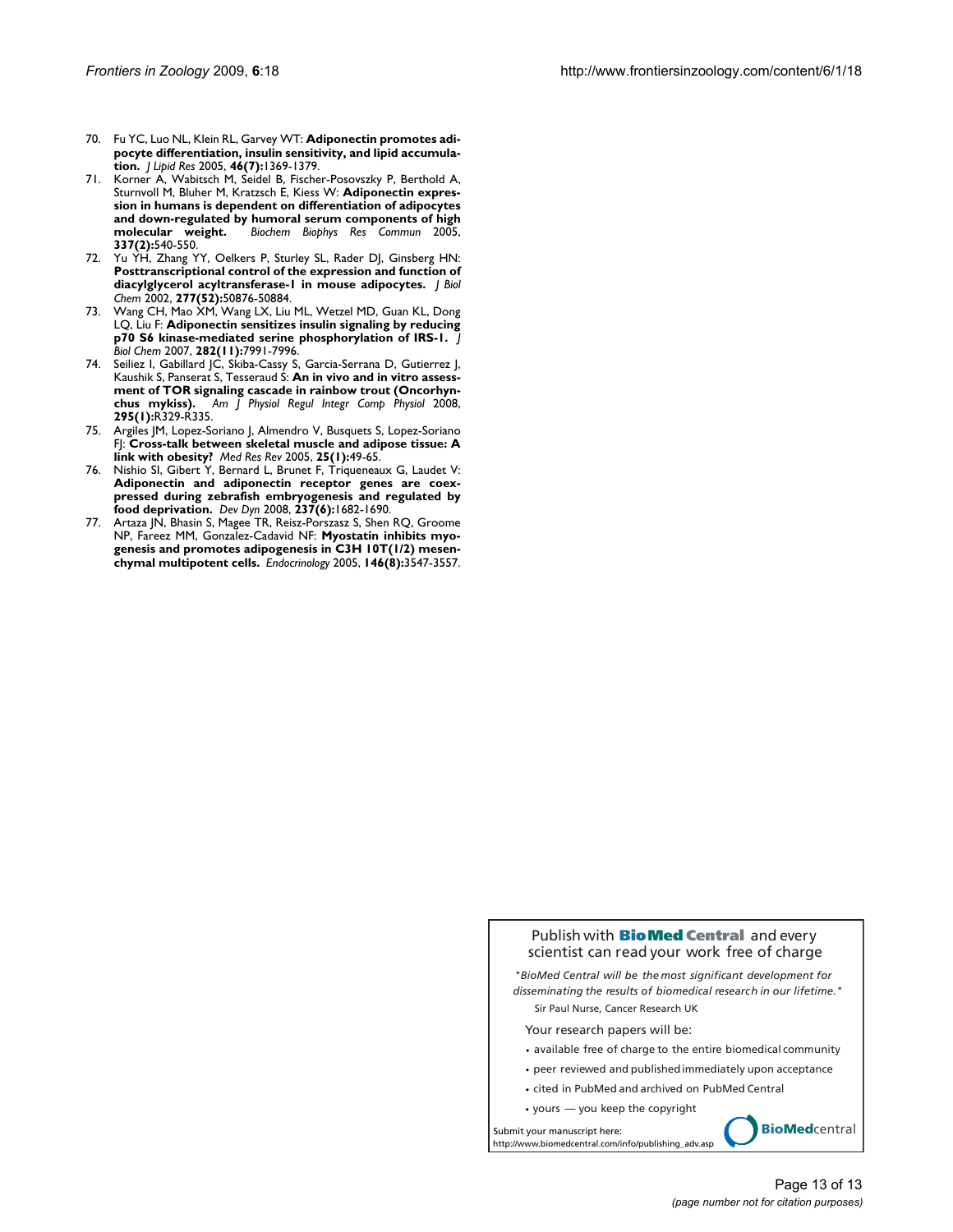70. Fu YC, Luo NL, Klein RL, Garvey WT: **Adiponectin promotes adipocyte differentiation, insulin sensitivity, and lipid accumulation.** *J Lipid Res* 2005, **46(7):**1369-1379.
71. Korner A, Wabitsch M, Seidel B, Fischer-Posovszky P, Berthold A, Sturnvoll M, Bluher M, Kratzsch E, Kiess W: **Adiponectin expression in humans is dependent on differentiation of adipocytes and down-regulated by humoral serum components of high molecular weight.** *Biochem Biophys Res Commun* 2005, **337(2):**540-550.
72. Yu YH, Zhang YY, Oelkers P, Sturley SL, Rader DJ, Ginsberg HN: **Posttranscriptional control of the expression and function of diacylglycerol acyltransferase-1 in mouse adipocytes.** *J Biol Chem* 2002, **277(52):**50876-50884.
73. Wang CH, Mao XM, Wang LX, Liu ML, Wetzel MD, Guan KL, Dong LQ, Liu F: **Adiponectin sensitizes insulin signaling by reducing p70 S6 kinase-mediated serine phosphorylation of IRS-1.** *J Biol Chem* 2007, **282(11):**7991-7996.
74. Seiliez I, Gabillard JC, Skiba-Cassy S, Garcia-Serrana D, Gutierrez J, Kaushik S, Panserat S, Tesseraud S: **An in vivo and in vitro assessment of TOR signaling cascade in rainbow trout (Oncorhynchus mykiss).** *Am J Physiol Regul Integr Comp Physiol* 2008, **295(1):**R329-R335.
75. Argiles JM, Lopez-Soriano J, Almendro V, Busquets S, Lopez-Soriano FJ: **Cross-talk between skeletal muscle and adipose tissue: A link with obesity?** *Med Res Rev* 2005, **25(1):**49-65.
76. Nishio SI, Gibert Y, Bernard L, Brunet F, Triqueneaux G, Laudet V: **Adiponectin and adiponectin receptor genes are coexpressed during zebrafish embryogenesis and regulated by food deprivation.** *Dev Dyn* 2008, **237(6):**1682-1690.
77. Artaza JN, Bhasin S, Magee TR, Reisz-Porszasz S, Shen RQ, Groome NP, Fareez MM, Gonzalez-Cadavid NF: **Myostatin inhibits myogenesis and promotes adipogenesis in C3H 10T(1/2) mesenchymal multipotent cells.** *Endocrinology* 2005, **146(8):**3547-3557.

Publish with **BioMed Central** and every scientist can read your work free of charge

*"BioMed Central will be the most significant development for disseminating the results of biomedical research in our lifetime."*

Sir Paul Nurse, Cancer Research UK

Your research papers will be:

- available free of charge to the entire biomedical community
- peer reviewed and published immediately upon acceptance
- cited in PubMed and archived on PubMed Central
- yours — you keep the copyright

Submit your manuscript here:
http://www.biomedcentral.com/info/publishing_adv.asp

**BioMed**central